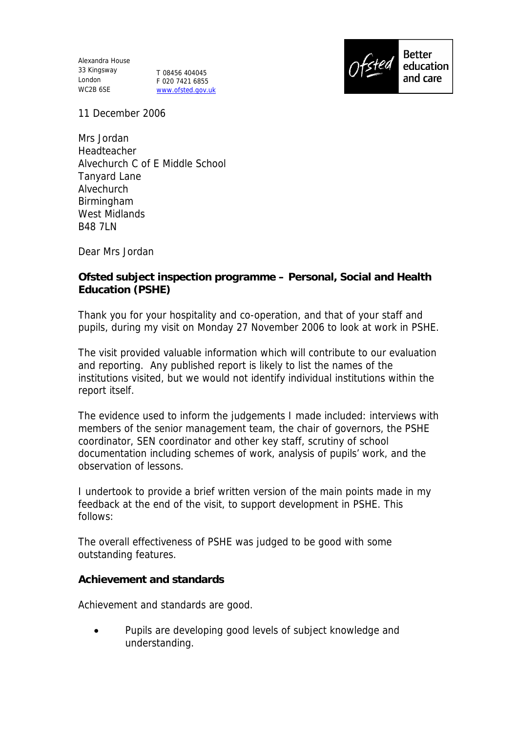Alexandra House
33 Kingsway
London
WC2B 6SE

T 08456 404045
F 020 7421 6855
www.ofsted.gov.uk

Ofsted Better education and care

11 December 2006

Mrs Jordan
Headteacher
Alvechurch C of E Middle School
Tanyard Lane
Alvechurch
Birmingham
West Midlands
B48 7LN

Dear Mrs Jordan

**Ofsted subject inspection programme – Personal, Social and Health Education (PSHE)**

Thank you for your hospitality and co-operation, and that of your staff and pupils, during my visit on Monday 27 November 2006 to look at work in PSHE.

The visit provided valuable information which will contribute to our evaluation and reporting. Any published report is likely to list the names of the institutions visited, but we would not identify individual institutions within the report itself.

The evidence used to inform the judgements I made included: interviews with members of the senior management team, the chair of governors, the PSHE coordinator, SEN coordinator and other key staff, scrutiny of school documentation including schemes of work, analysis of pupils' work, and the observation of lessons.

I undertook to provide a brief written version of the main points made in my feedback at the end of the visit, to support development in PSHE. This follows:

The overall effectiveness of PSHE was judged to be good with some outstanding features.

**Achievement and standards**

Achievement and standards are good.

- Pupils are developing good levels of subject knowledge and understanding.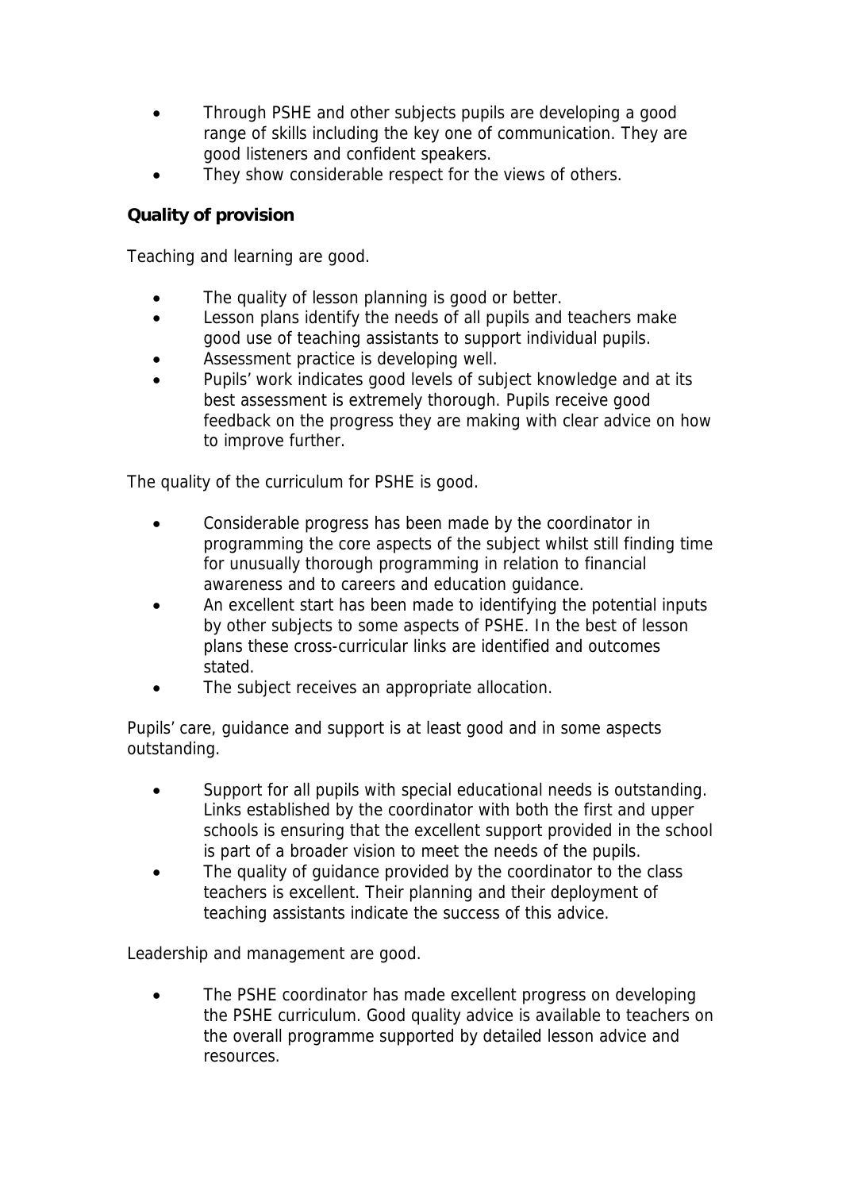- Through PSHE and other subjects pupils are developing a good range of skills including the key one of communication. They are good listeners and confident speakers.
- They show considerable respect for the views of others.

**Quality of provision**

Teaching and learning are good.

- The quality of lesson planning is good or better.
- Lesson plans identify the needs of all pupils and teachers make good use of teaching assistants to support individual pupils.
- Assessment practice is developing well.
- Pupils' work indicates good levels of subject knowledge and at its best assessment is extremely thorough. Pupils receive good feedback on the progress they are making with clear advice on how to improve further.

The quality of the curriculum for PSHE is good.

- Considerable progress has been made by the coordinator in programming the core aspects of the subject whilst still finding time for unusually thorough programming in relation to financial awareness and to careers and education guidance.
- An excellent start has been made to identifying the potential inputs by other subjects to some aspects of PSHE. In the best of lesson plans these cross-curricular links are identified and outcomes stated.
- The subject receives an appropriate allocation.

Pupils' care, guidance and support is at least good and in some aspects outstanding.

- Support for all pupils with special educational needs is outstanding. Links established by the coordinator with both the first and upper schools is ensuring that the excellent support provided in the school is part of a broader vision to meet the needs of the pupils.
- The quality of guidance provided by the coordinator to the class teachers is excellent. Their planning and their deployment of teaching assistants indicate the success of this advice.

Leadership and management are good.

- The PSHE coordinator has made excellent progress on developing the PSHE curriculum. Good quality advice is available to teachers on the overall programme supported by detailed lesson advice and resources.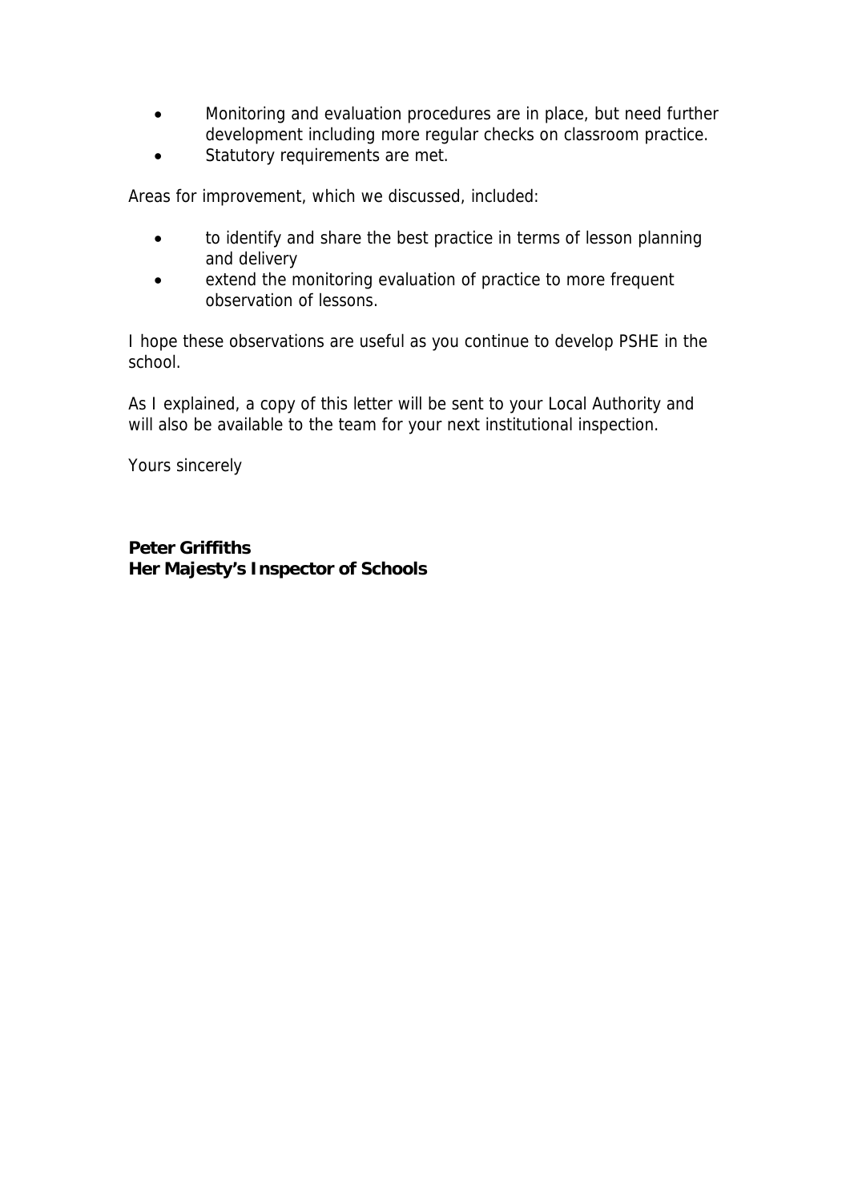- Monitoring and evaluation procedures are in place, but need further development including more regular checks on classroom practice.
- Statutory requirements are met.

Areas for improvement, which we discussed, included:

- to identify and share the best practice in terms of lesson planning and delivery
- extend the monitoring evaluation of practice to more frequent observation of lessons.

I hope these observations are useful as you continue to develop PSHE in the school.

As I explained, a copy of this letter will be sent to your Local Authority and will also be available to the team for your next institutional inspection.

Yours sincerely

**Peter Griffiths**
**Her Majesty's Inspector of Schools**